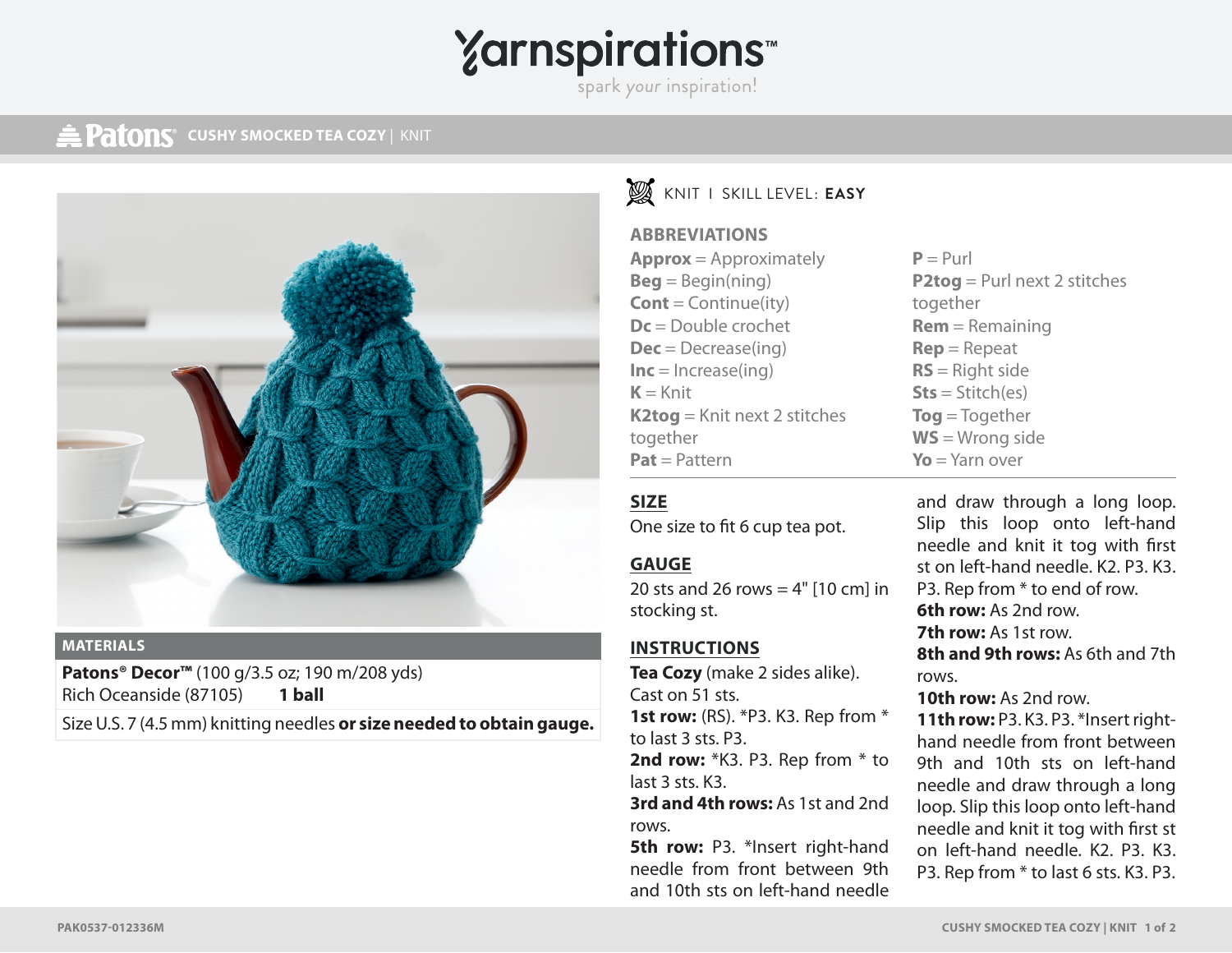# Yarnspirations

spark your inspiration!

## Patons CUSHY SMOCKED TEA COZY | KNIT

### MATERIALS

**Patons® Decor™** (100 g/3.5 oz; 190 m/208 yds)

Rich Oceanside (87105) **1 ball**

Size U.S. 7 (4.5 mm) knitting needles **or size needed to obtain gauge.**

KNIT I SKILL LEVEL: **EASY**

### ABBREVIATIONS

**Approx** = Approximately
**Beg** = Begin(ning)
**Cont** = Continue(ity)
**Dc** = Double crochet
**Dec** = Decrease(ing)
**Inc** = Increase(ing)
**K** = Knit
**K2tog** = Knit next 2 stitches together
**Pat** = Pattern
**P** = Purl
**P2tog** = Purl next 2 stitches together
**Rem** = Remaining
**Rep** = Repeat
**RS** = Right side
**Sts** = Stitch(es)
**Tog** = Together
**WS** = Wrong side
**Yo** = Yarn over

### SIZE

One size to fit 6 cup tea pot.

### GAUGE

20 sts and 26 rows = 4" [10 cm] in stocking st.

### INSTRUCTIONS

**Tea Cozy** (make 2 sides alike).

Cast on 51 sts.

**1st row:** (RS). *P3. K3. Rep from * to last 3 sts. P3.

**2nd row:** *K3. P3. Rep from * to last 3 sts. K3.

**3rd and 4th rows:** As 1st and 2nd rows.

**5th row:** P3. *Insert right-hand needle from front between 9th and 10th sts on left-hand needle and draw through a long loop. Slip this loop onto left-hand needle and knit it tog with first st on left-hand needle. K2. P3. K3. P3. Rep from * to end of row.

**6th row:** As 2nd row.

**7th row:** As 1st row.

**8th and 9th rows:** As 6th and 7th rows.

**10th row:** As 2nd row.

**11th row:** P3. K3. P3. *Insert right-hand needle from front between 9th and 10th sts on left-hand needle and draw through a long loop. Slip this loop onto left-hand needle and knit it tog with first st on left-hand needle. K2. P3. K3. P3. Rep from * to last 6 sts. K3. P3.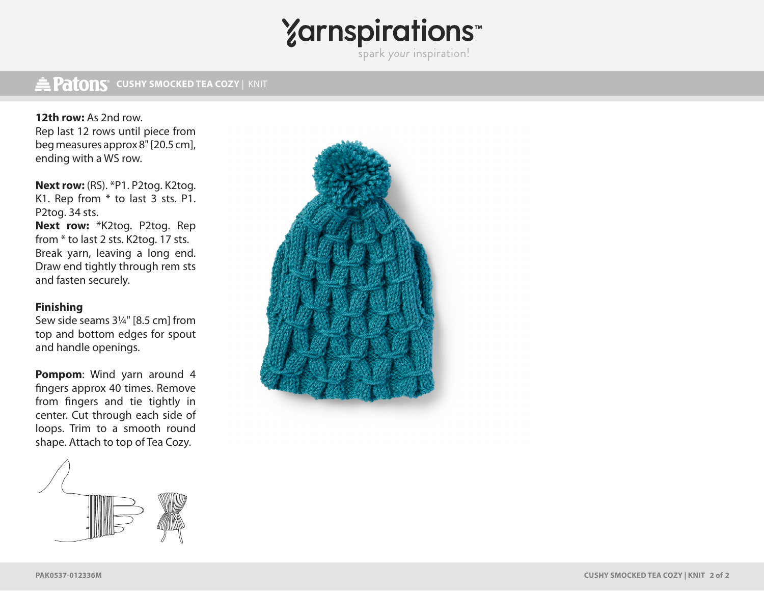**12th row:** As 2nd row.
Rep last 12 rows until piece from beg measures approx 8" [20.5 cm], ending with a WS row.

**Next row:** (RS). *P1. P2tog. K2tog. K1. Rep from * to last 3 sts. P1. P2tog. 34 sts.
**Next row:** *K2tog. P2tog. Rep from * to last 2 sts. K2tog. 17 sts.
Break yarn, leaving a long end. Draw end tightly through rem sts and fasten securely.

**Finishing**
Sew side seams 3¼" [8.5 cm] from top and bottom edges for spout and handle openings.

**Pompom**: Wind yarn around 4 fingers approx 40 times. Remove from fingers and tie tightly in center. Cut through each side of loops. Trim to a smooth round shape. Attach to top of Tea Cozy.

PAK0537-012336M